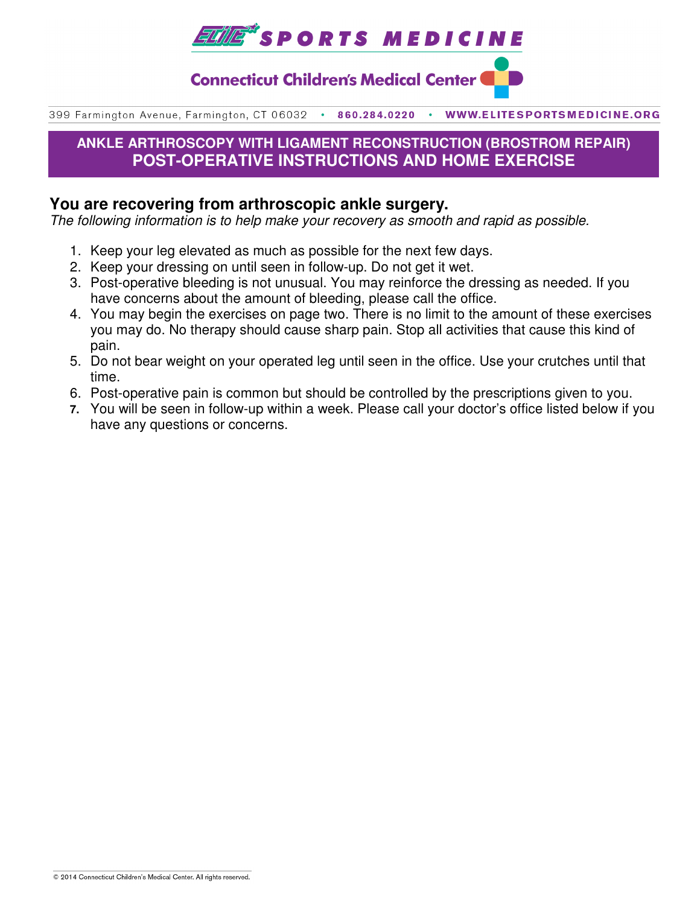**ELITE SPORTS MEDICINE**

**Connecticut Children's Medical Center**

399 Farmington Avenue, Farmington, CT 06032 • 860.284.0220 • WWW.ELITESPORTSMEDICINE.ORG

# ANKLE ARTHROSCOPY WITH LIGAMENT RECONSTRUCTION (BROSTROM REPAIR) POST-OPERATIVE INSTRUCTIONS AND HOME EXERCISE

## You are recovering from arthroscopic ankle surgery.

*The following information is to help make your recovery as smooth and rapid as possible.*

1. Keep your leg elevated as much as possible for the next few days.
2. Keep your dressing on until seen in follow-up. Do not get it wet.
3. Post-operative bleeding is not unusual. You may reinforce the dressing as needed. If you have concerns about the amount of bleeding, please call the office.
4. You may begin the exercises on page two. There is no limit to the amount of these exercises you may do. No therapy should cause sharp pain. Stop all activities that cause this kind of pain.
5. Do not bear weight on your operated leg until seen in the office. Use your crutches until that time.
6. Post-operative pain is common but should be controlled by the prescriptions given to you.
7. You will be seen in follow-up within a week. Please call your doctor's office listed below if you have any questions or concerns.

© 2014 Connecticut Children's Medical Center. All rights reserved.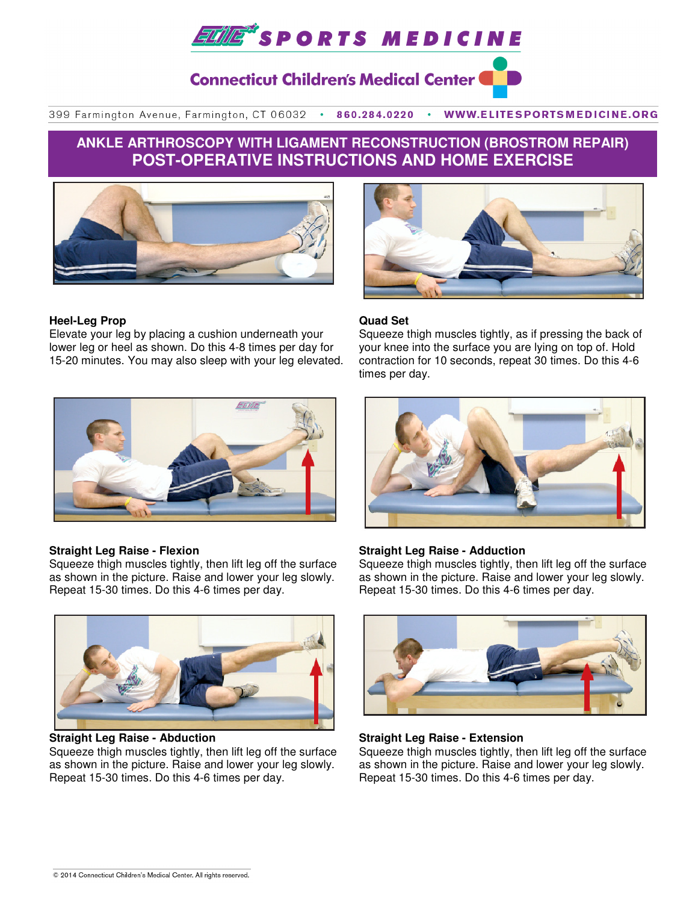# ANKLE ARTHROSCOPY WITH LIGAMENT RECONSTRUCTION (BROSTROM REPAIR)
## POST-OPERATIVE INSTRUCTIONS AND HOME EXERCISE

**Heel-Leg Prop**
Elevate your leg by placing a cushion underneath your lower leg or heel as shown. Do this 4-8 times per day for 15-20 minutes. You may also sleep with your leg elevated.

**Quad Set**
Squeeze thigh muscles tightly, as if pressing the back of your knee into the surface you are lying on top of. Hold contraction for 10 seconds, repeat 30 times. Do this 4-6 times per day.

**Straight Leg Raise - Flexion**
Squeeze thigh muscles tightly, then lift leg off the surface as shown in the picture. Raise and lower your leg slowly. Repeat 15-30 times. Do this 4-6 times per day.

**Straight Leg Raise - Adduction**
Squeeze thigh muscles tightly, then lift leg off the surface as shown in the picture. Raise and lower your leg slowly. Repeat 15-30 times. Do this 4-6 times per day.

**Straight Leg Raise - Abduction**
Squeeze thigh muscles tightly, then lift leg off the surface as shown in the picture. Raise and lower your leg slowly. Repeat 15-30 times. Do this 4-6 times per day.

**Straight Leg Raise - Extension**
Squeeze thigh muscles tightly, then lift leg off the surface as shown in the picture. Raise and lower your leg slowly. Repeat 15-30 times. Do this 4-6 times per day.

© 2014 Connecticut Children's Medical Center. All rights reserved.